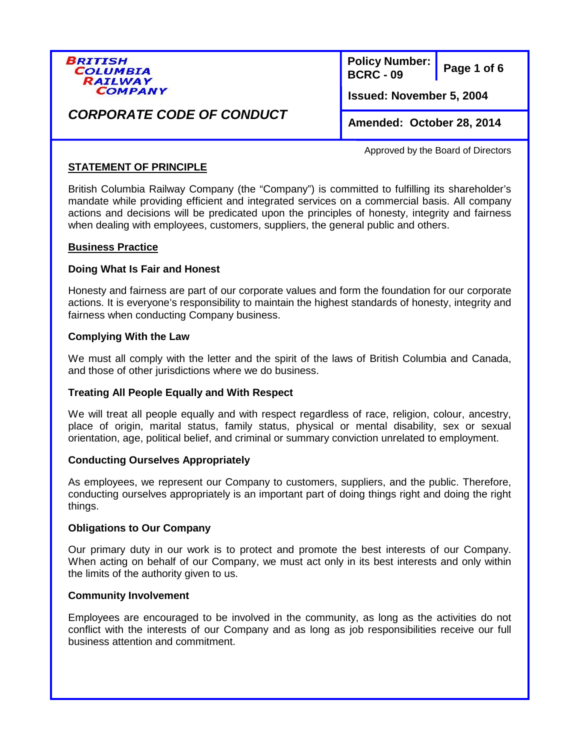**BRITISH COLUMBIA RAILWAY COMPANY**

# CORPORATE CODE OF CONDUCT

| Policy Number: BCRC - 09 | |
|---|---|
| Issued: November 5, 2004 | |
| Amended: October 28, 2014 | |

Approved by the Board of Directors

## STATEMENT OF PRINCIPLE

British Columbia Railway Company (the "Company") is committed to fulfilling its shareholder's mandate while providing efficient and integrated services on a commercial basis. All company actions and decisions will be predicated upon the principles of honesty, integrity and fairness when dealing with employees, customers, suppliers, the general public and others.

### Business Practice

#### Doing What Is Fair and Honest

Honesty and fairness are part of our corporate values and form the foundation for our corporate actions. It is everyone's responsibility to maintain the highest standards of honesty, integrity and fairness when conducting Company business.

#### Complying With the Law

We must all comply with the letter and the spirit of the laws of British Columbia and Canada, and those of other jurisdictions where we do business.

#### Treating All People Equally and With Respect

We will treat all people equally and with respect regardless of race, religion, colour, ancestry, place of origin, marital status, family status, physical or mental disability, sex or sexual orientation, age, political belief, and criminal or summary conviction unrelated to employment.

#### Conducting Ourselves Appropriately

As employees, we represent our Company to customers, suppliers, and the public. Therefore, conducting ourselves appropriately is an important part of doing things right and doing the right things.

#### Obligations to Our Company

Our primary duty in our work is to protect and promote the best interests of our Company. When acting on behalf of our Company, we must act only in its best interests and only within the limits of the authority given to us.

#### Community Involvement

Employees are encouraged to be involved in the community, as long as the activities do not conflict with the interests of our Company and as long as job responsibilities receive our full business attention and commitment.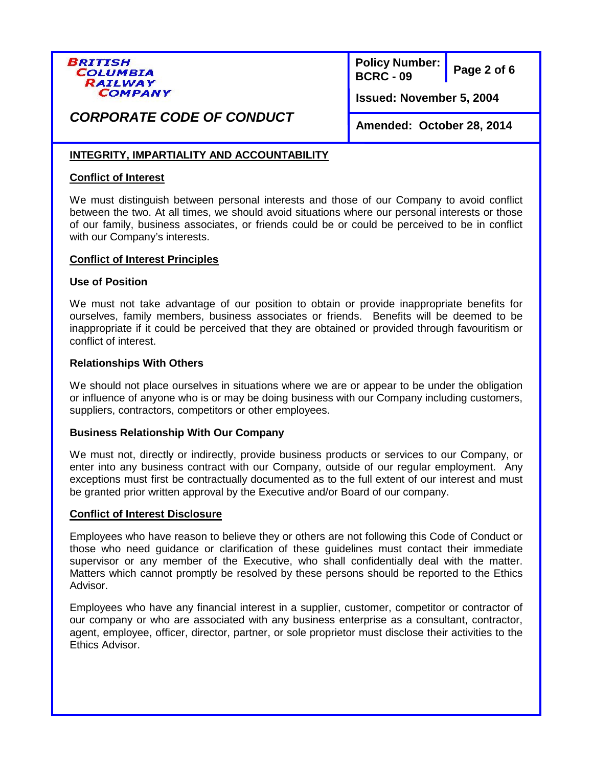## INTEGRITY, IMPARTIALITY AND ACCOUNTABILITY

### Conflict of Interest

We must distinguish between personal interests and those of our Company to avoid conflict between the two. At all times, we should avoid situations where our personal interests or those of our family, business associates, or friends could be or could be perceived to be in conflict with our Company's interests.

### Conflict of Interest Principles

#### Use of Position

We must not take advantage of our position to obtain or provide inappropriate benefits for ourselves, family members, business associates or friends. Benefits will be deemed to be inappropriate if it could be perceived that they are obtained or provided through favouritism or conflict of interest.

#### Relationships With Others

We should not place ourselves in situations where we are or appear to be under the obligation or influence of anyone who is or may be doing business with our Company including customers, suppliers, contractors, competitors or other employees.

#### Business Relationship With Our Company

We must not, directly or indirectly, provide business products or services to our Company, or enter into any business contract with our Company, outside of our regular employment. Any exceptions must first be contractually documented as to the full extent of our interest and must be granted prior written approval by the Executive and/or Board of our company.

### Conflict of Interest Disclosure

Employees who have reason to believe they or others are not following this Code of Conduct or those who need guidance or clarification of these guidelines must contact their immediate supervisor or any member of the Executive, who shall confidentially deal with the matter. Matters which cannot promptly be resolved by these persons should be reported to the Ethics Advisor.

Employees who have any financial interest in a supplier, customer, competitor or contractor of our company or who are associated with any business enterprise as a consultant, contractor, agent, employee, officer, director, partner, or sole proprietor must disclose their activities to the Ethics Advisor.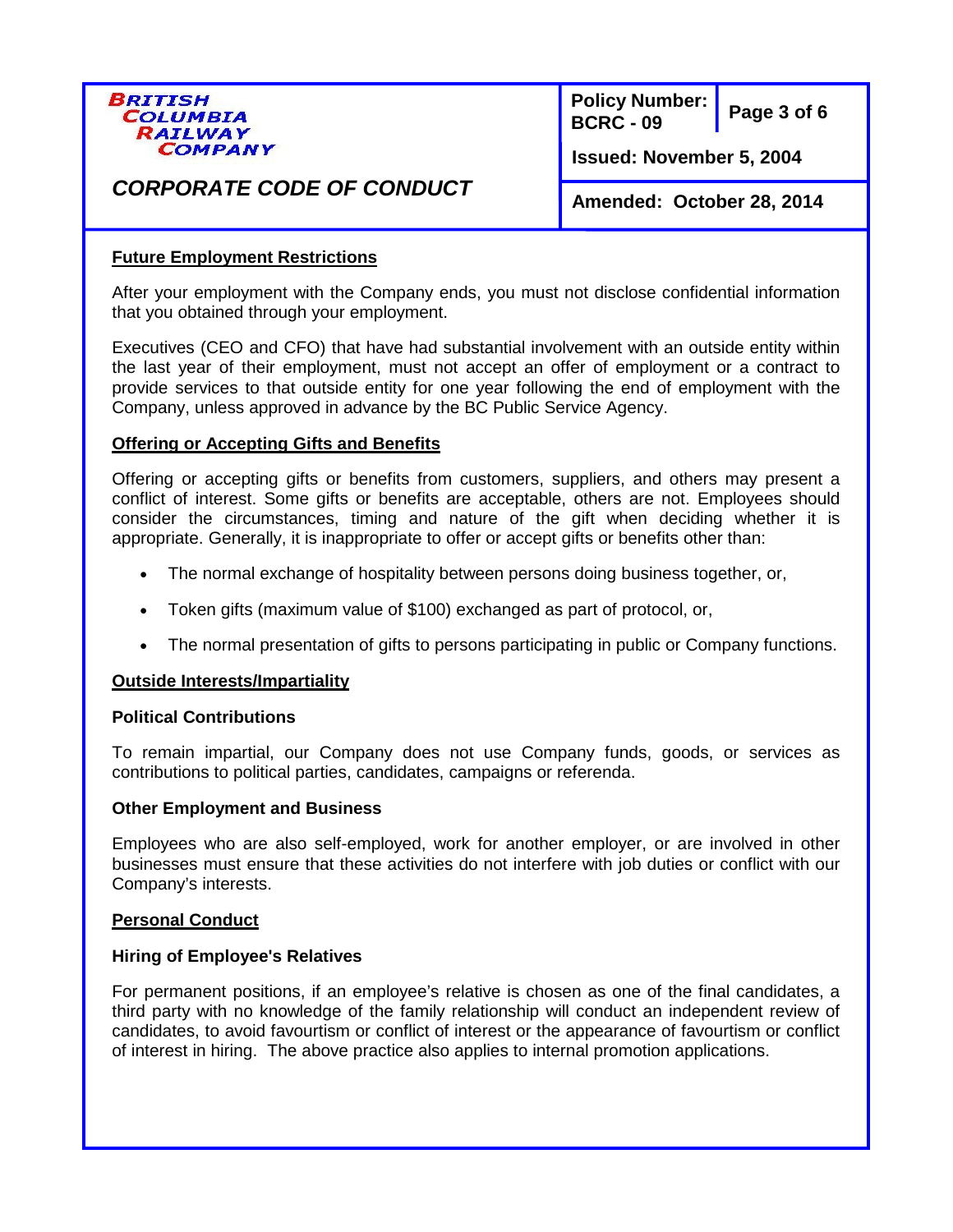## Future Employment Restrictions

After your employment with the Company ends, you must not disclose confidential information that you obtained through your employment.

Executives (CEO and CFO) that have had substantial involvement with an outside entity within the last year of their employment, must not accept an offer of employment or a contract to provide services to that outside entity for one year following the end of employment with the Company, unless approved in advance by the BC Public Service Agency.

## Offering or Accepting Gifts and Benefits

Offering or accepting gifts or benefits from customers, suppliers, and others may present a conflict of interest. Some gifts or benefits are acceptable, others are not. Employees should consider the circumstances, timing and nature of the gift when deciding whether it is appropriate. Generally, it is inappropriate to offer or accept gifts or benefits other than:

- The normal exchange of hospitality between persons doing business together, or,
- Token gifts (maximum value of $100) exchanged as part of protocol, or,
- The normal presentation of gifts to persons participating in public or Company functions.

## Outside Interests/Impartiality

### Political Contributions

To remain impartial, our Company does not use Company funds, goods, or services as contributions to political parties, candidates, campaigns or referenda.

### Other Employment and Business

Employees who are also self-employed, work for another employer, or are involved in other businesses must ensure that these activities do not interfere with job duties or conflict with our Company's interests.

## Personal Conduct

### Hiring of Employee's Relatives

For permanent positions, if an employee's relative is chosen as one of the final candidates, a third party with no knowledge of the family relationship will conduct an independent review of candidates, to avoid favourtism or conflict of interest or the appearance of favourtism or conflict of interest in hiring. The above practice also applies to internal promotion applications.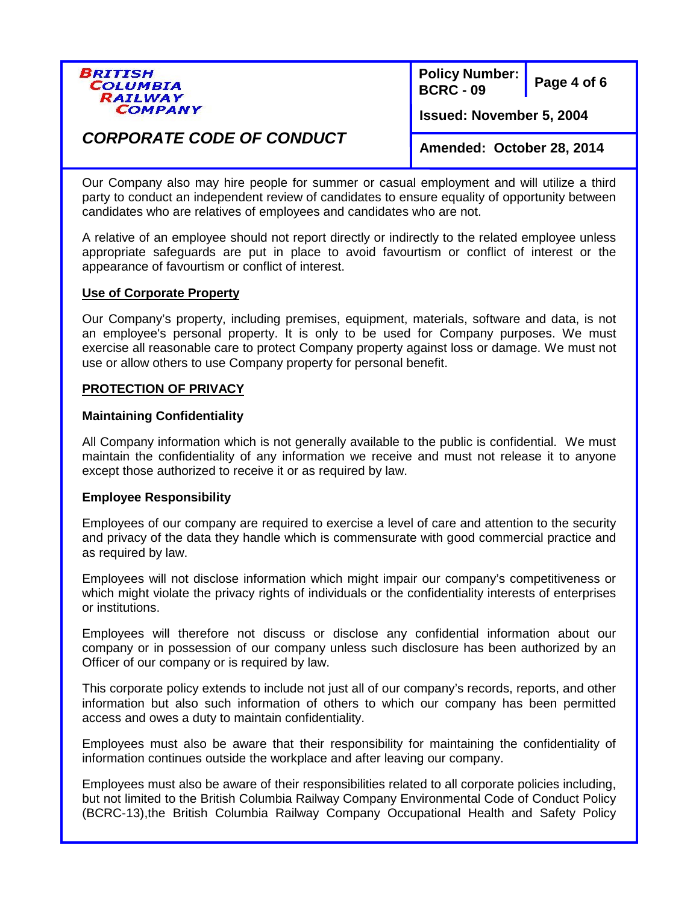Our Company also may hire people for summer or casual employment and will utilize a third party to conduct an independent review of candidates to ensure equality of opportunity between candidates who are relatives of employees and candidates who are not.

A relative of an employee should not report directly or indirectly to the related employee unless appropriate safeguards are put in place to avoid favourtism or conflict of interest or the appearance of favourtism or conflict of interest.

<u>**Use of Corporate Property**</u>

Our Company's property, including premises, equipment, materials, software and data, is not an employee's personal property. It is only to be used for Company purposes. We must exercise all reasonable care to protect Company property against loss or damage. We must not use or allow others to use Company property for personal benefit.

## <u>PROTECTION OF PRIVACY</u>

### Maintaining Confidentiality

All Company information which is not generally available to the public is confidential. We must maintain the confidentiality of any information we receive and must not release it to anyone except those authorized to receive it or as required by law.

### Employee Responsibility

Employees of our company are required to exercise a level of care and attention to the security and privacy of the data they handle which is commensurate with good commercial practice and as required by law.

Employees will not disclose information which might impair our company's competitiveness or which might violate the privacy rights of individuals or the confidentiality interests of enterprises or institutions.

Employees will therefore not discuss or disclose any confidential information about our company or in possession of our company unless such disclosure has been authorized by an Officer of our company or is required by law.

This corporate policy extends to include not just all of our company's records, reports, and other information but also such information of others to which our company has been permitted access and owes a duty to maintain confidentiality.

Employees must also be aware that their responsibility for maintaining the confidentiality of information continues outside the workplace and after leaving our company.

Employees must also be aware of their responsibilities related to all corporate policies including, but not limited to the British Columbia Railway Company Environmental Code of Conduct Policy (BCRC-13),the British Columbia Railway Company Occupational Health and Safety Policy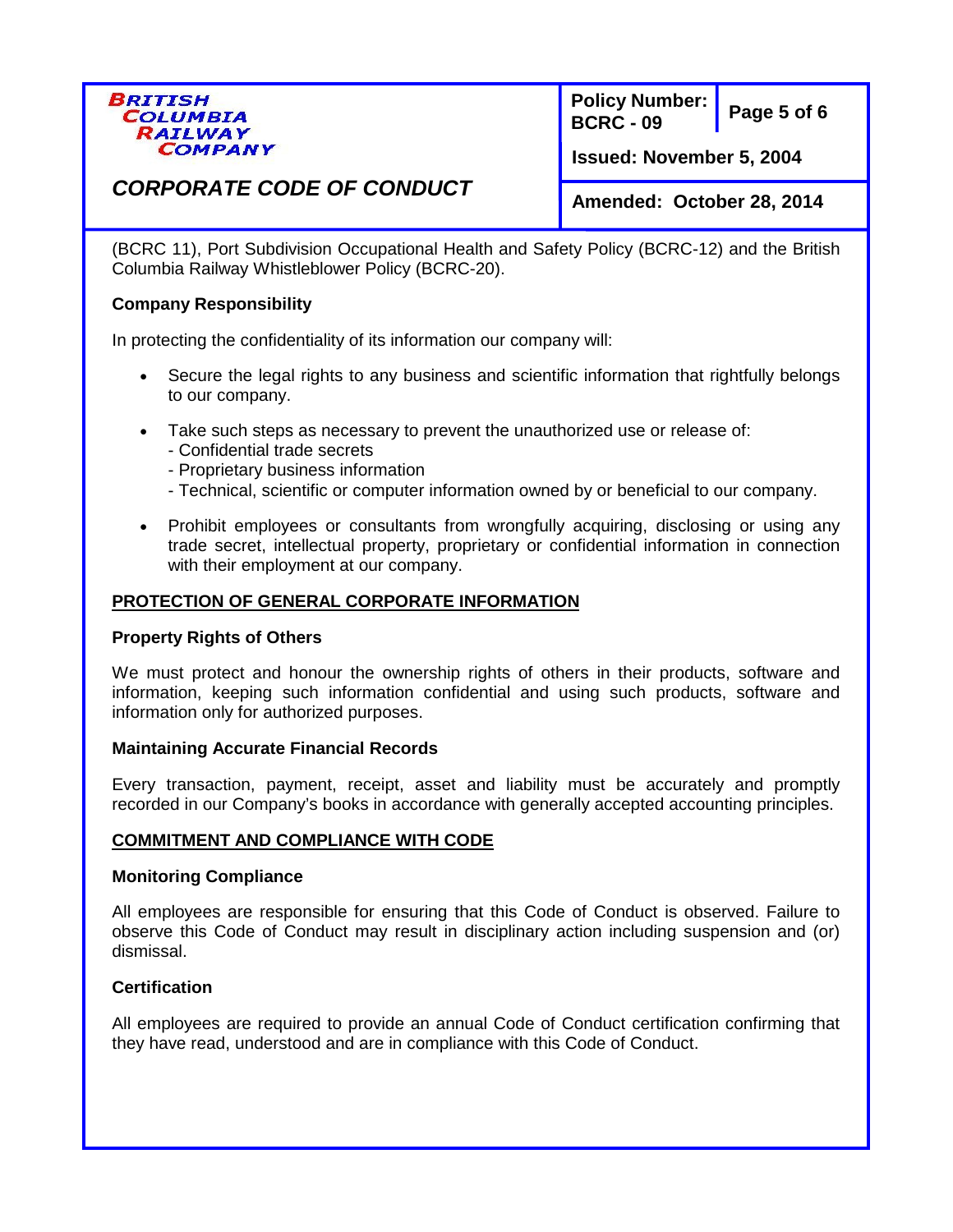(BCRC 11), Port Subdivision Occupational Health and Safety Policy (BCRC-12) and the British Columbia Railway Whistleblower Policy (BCRC-20).

**Company Responsibility**

In protecting the confidentiality of its information our company will:

- Secure the legal rights to any business and scientific information that rightfully belongs to our company.
- Take such steps as necessary to prevent the unauthorized use or release of:
  - Confidential trade secrets
  - Proprietary business information
  - Technical, scientific or computer information owned by or beneficial to our company.
- Prohibit employees or consultants from wrongfully acquiring, disclosing or using any trade secret, intellectual property, proprietary or confidential information in connection with their employment at our company.

## PROTECTION OF GENERAL CORPORATE INFORMATION

**Property Rights of Others**

We must protect and honour the ownership rights of others in their products, software and information, keeping such information confidential and using such products, software and information only for authorized purposes.

**Maintaining Accurate Financial Records**

Every transaction, payment, receipt, asset and liability must be accurately and promptly recorded in our Company's books in accordance with generally accepted accounting principles.

## COMMITMENT AND COMPLIANCE WITH CODE

**Monitoring Compliance**

All employees are responsible for ensuring that this Code of Conduct is observed. Failure to observe this Code of Conduct may result in disciplinary action including suspension and (or) dismissal.

**Certification**

All employees are required to provide an annual Code of Conduct certification confirming that they have read, understood and are in compliance with this Code of Conduct.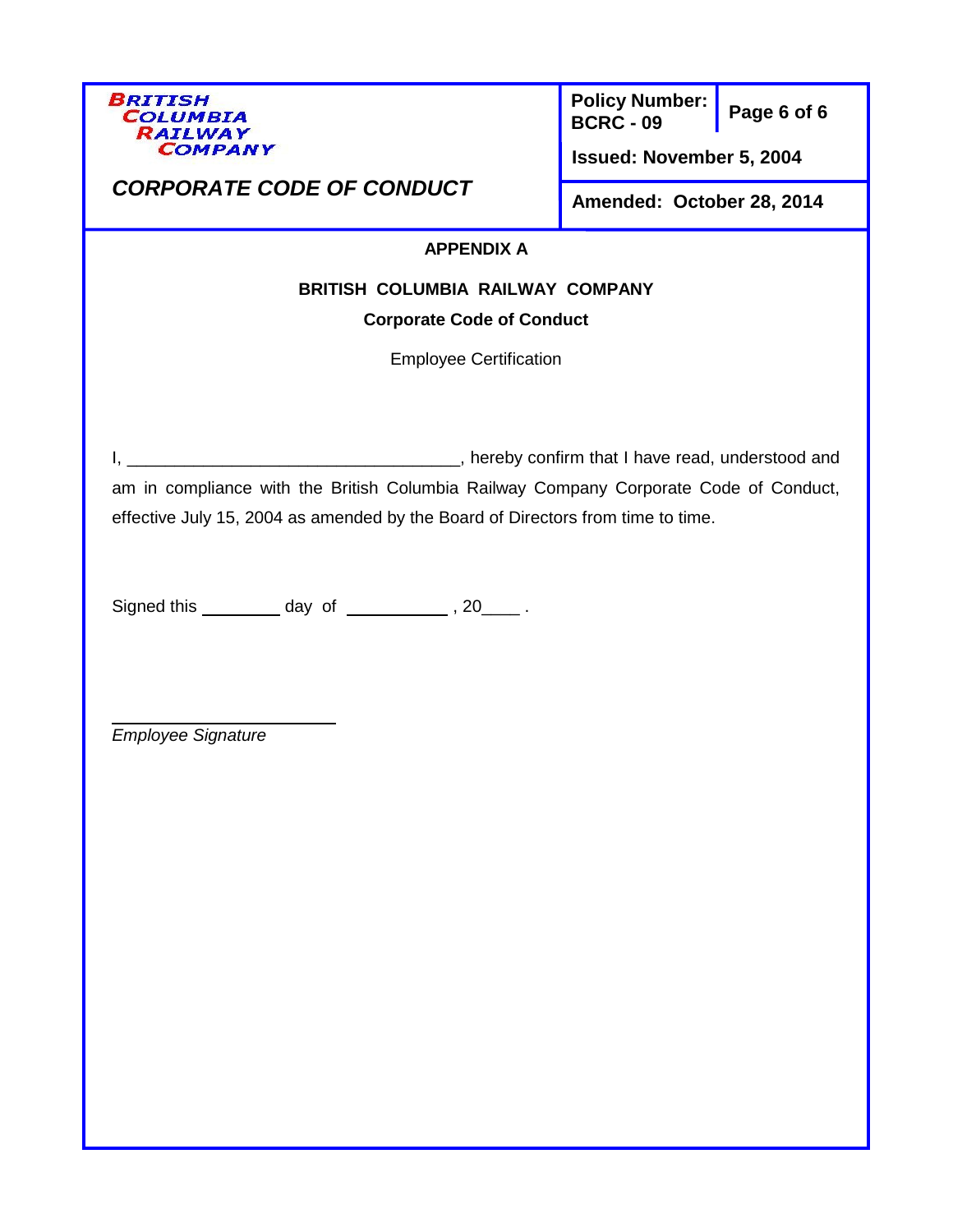## APPENDIX A

**BRITISH COLUMBIA RAILWAY COMPANY**

**Corporate Code of Conduct**

Employee Certification

I, ___________________________________, hereby confirm that I have read, understood and am in compliance with the British Columbia Railway Company Corporate Code of Conduct, effective July 15, 2004 as amended by the Board of Directors from time to time.

Signed this ________ day of ___________ , 20____ .

_________________________

*Employee Signature*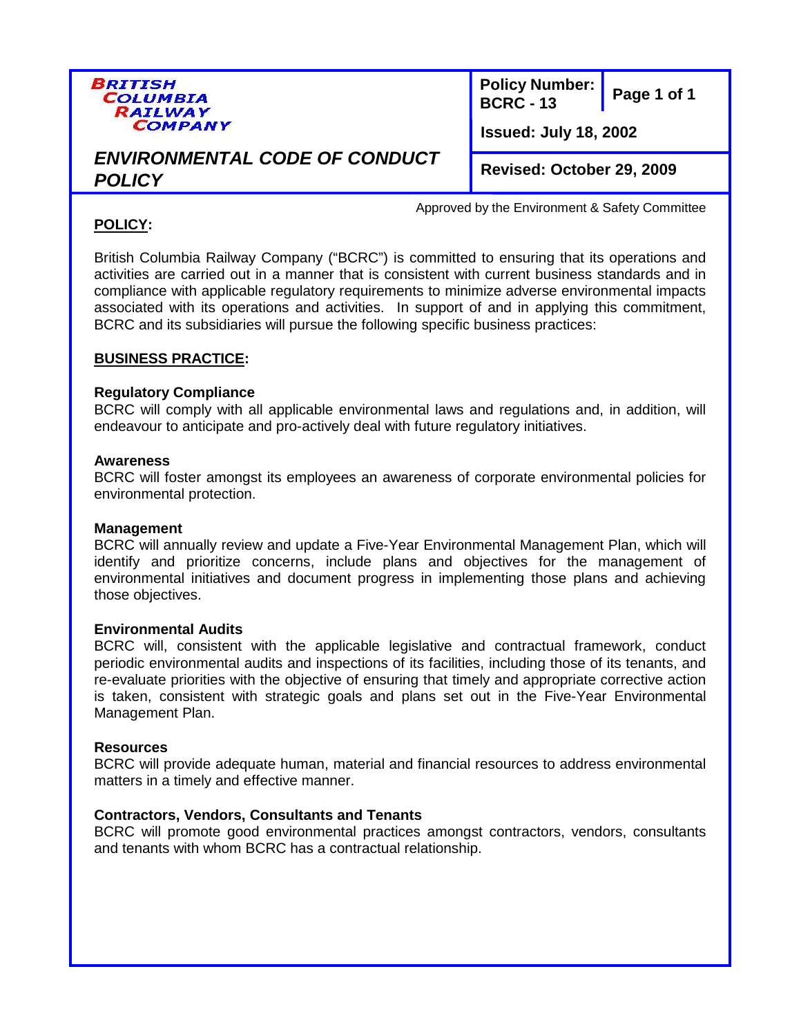**BRITISH COLUMBIA RAILWAY COMPANY**

# ENVIRONMENTAL CODE OF CONDUCT POLICY

**Policy Number: BCRC - 13**

**Issued: July 18, 2002**

**Revised: October 29, 2009**

Approved by the Environment & Safety Committee

**POLICY:**

British Columbia Railway Company ("BCRC") is committed to ensuring that its operations and activities are carried out in a manner that is consistent with current business standards and in compliance with applicable regulatory requirements to minimize adverse environmental impacts associated with its operations and activities. In support of and in applying this commitment, BCRC and its subsidiaries will pursue the following specific business practices:

**BUSINESS PRACTICE:**

**Regulatory Compliance**
BCRC will comply with all applicable environmental laws and regulations and, in addition, will endeavour to anticipate and pro-actively deal with future regulatory initiatives.

**Awareness**
BCRC will foster amongst its employees an awareness of corporate environmental policies for environmental protection.

**Management**
BCRC will annually review and update a Five-Year Environmental Management Plan, which will identify and prioritize concerns, include plans and objectives for the management of environmental initiatives and document progress in implementing those plans and achieving those objectives.

**Environmental Audits**
BCRC will, consistent with the applicable legislative and contractual framework, conduct periodic environmental audits and inspections of its facilities, including those of its tenants, and re-evaluate priorities with the objective of ensuring that timely and appropriate corrective action is taken, consistent with strategic goals and plans set out in the Five-Year Environmental Management Plan.

**Resources**
BCRC will provide adequate human, material and financial resources to address environmental matters in a timely and effective manner.

**Contractors, Vendors, Consultants and Tenants**
BCRC will promote good environmental practices amongst contractors, vendors, consultants and tenants with whom BCRC has a contractual relationship.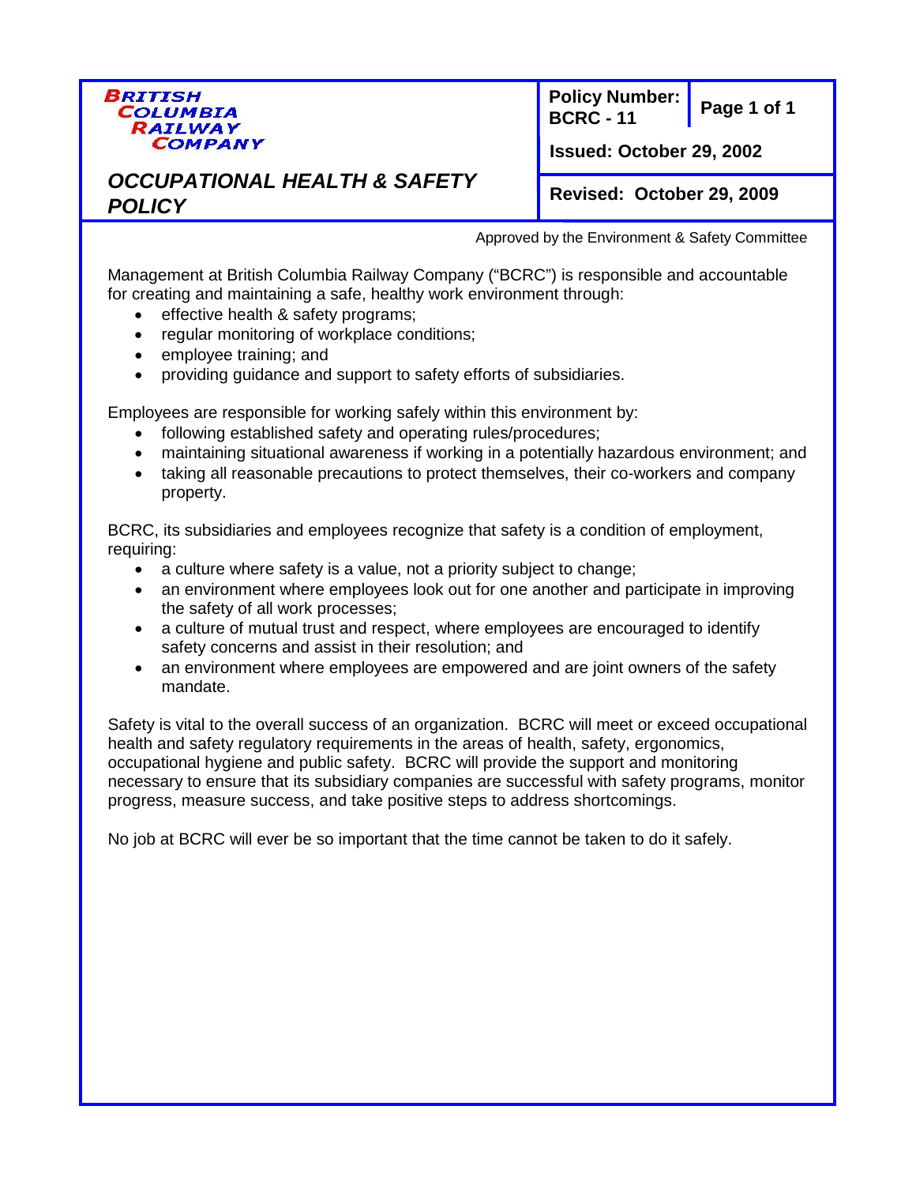**BRITISH COLUMBIA RAILWAY COMPANY**

| # OCCUPATIONAL HEALTH & SAFETY POLICY | **Policy Number: BCRC - 11** |
|---|---|
| | **Issued: October 29, 2002** |
| | **Revised: October 29, 2009** |

Approved by the Environment & Safety Committee

Management at British Columbia Railway Company ("BCRC") is responsible and accountable for creating and maintaining a safe, healthy work environment through:

- effective health & safety programs;
- regular monitoring of workplace conditions;
- employee training; and
- providing guidance and support to safety efforts of subsidiaries.

Employees are responsible for working safely within this environment by:

- following established safety and operating rules/procedures;
- maintaining situational awareness if working in a potentially hazardous environment; and
- taking all reasonable precautions to protect themselves, their co-workers and company property.

BCRC, its subsidiaries and employees recognize that safety is a condition of employment, requiring:

- a culture where safety is a value, not a priority subject to change;
- an environment where employees look out for one another and participate in improving the safety of all work processes;
- a culture of mutual trust and respect, where employees are encouraged to identify safety concerns and assist in their resolution; and
- an environment where employees are empowered and are joint owners of the safety mandate.

Safety is vital to the overall success of an organization. BCRC will meet or exceed occupational health and safety regulatory requirements in the areas of health, safety, ergonomics, occupational hygiene and public safety. BCRC will provide the support and monitoring necessary to ensure that its subsidiary companies are successful with safety programs, monitor progress, measure success, and take positive steps to address shortcomings.

No job at BCRC will ever be so important that the time cannot be taken to do it safely.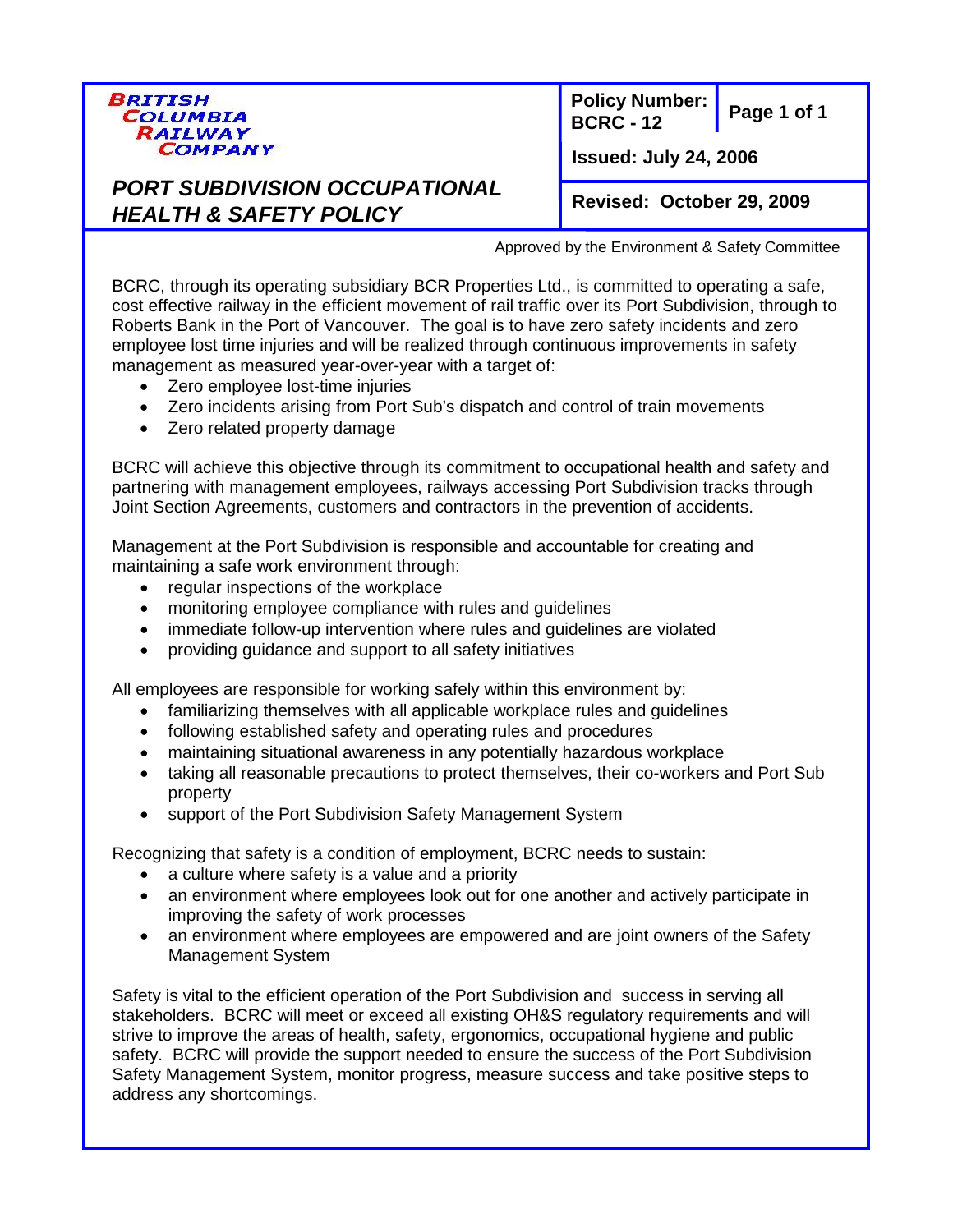**BRITISH COLUMBIA RAILWAY COMPANY**

# PORT SUBDIVISION OCCUPATIONAL HEALTH & SAFETY POLICY

| Policy Number: BCRC - 12 | |
|---|---|
| Issued: July 24, 2006 | |
| Revised: October 29, 2009 | |

Approved by the Environment & Safety Committee

BCRC, through its operating subsidiary BCR Properties Ltd., is committed to operating a safe, cost effective railway in the efficient movement of rail traffic over its Port Subdivision, through to Roberts Bank in the Port of Vancouver. The goal is to have zero safety incidents and zero employee lost time injuries and will be realized through continuous improvements in safety management as measured year-over-year with a target of:

- Zero employee lost-time injuries
- Zero incidents arising from Port Sub's dispatch and control of train movements
- Zero related property damage

BCRC will achieve this objective through its commitment to occupational health and safety and partnering with management employees, railways accessing Port Subdivision tracks through Joint Section Agreements, customers and contractors in the prevention of accidents.

Management at the Port Subdivision is responsible and accountable for creating and maintaining a safe work environment through:

- regular inspections of the workplace
- monitoring employee compliance with rules and guidelines
- immediate follow-up intervention where rules and guidelines are violated
- providing guidance and support to all safety initiatives

All employees are responsible for working safely within this environment by:

- familiarizing themselves with all applicable workplace rules and guidelines
- following established safety and operating rules and procedures
- maintaining situational awareness in any potentially hazardous workplace
- taking all reasonable precautions to protect themselves, their co-workers and Port Sub property
- support of the Port Subdivision Safety Management System

Recognizing that safety is a condition of employment, BCRC needs to sustain:

- a culture where safety is a value and a priority
- an environment where employees look out for one another and actively participate in improving the safety of work processes
- an environment where employees are empowered and are joint owners of the Safety Management System

Safety is vital to the efficient operation of the Port Subdivision and success in serving all stakeholders. BCRC will meet or exceed all existing OH&S regulatory requirements and will strive to improve the areas of health, safety, ergonomics, occupational hygiene and public safety. BCRC will provide the support needed to ensure the success of the Port Subdivision Safety Management System, monitor progress, measure success and take positive steps to address any shortcomings.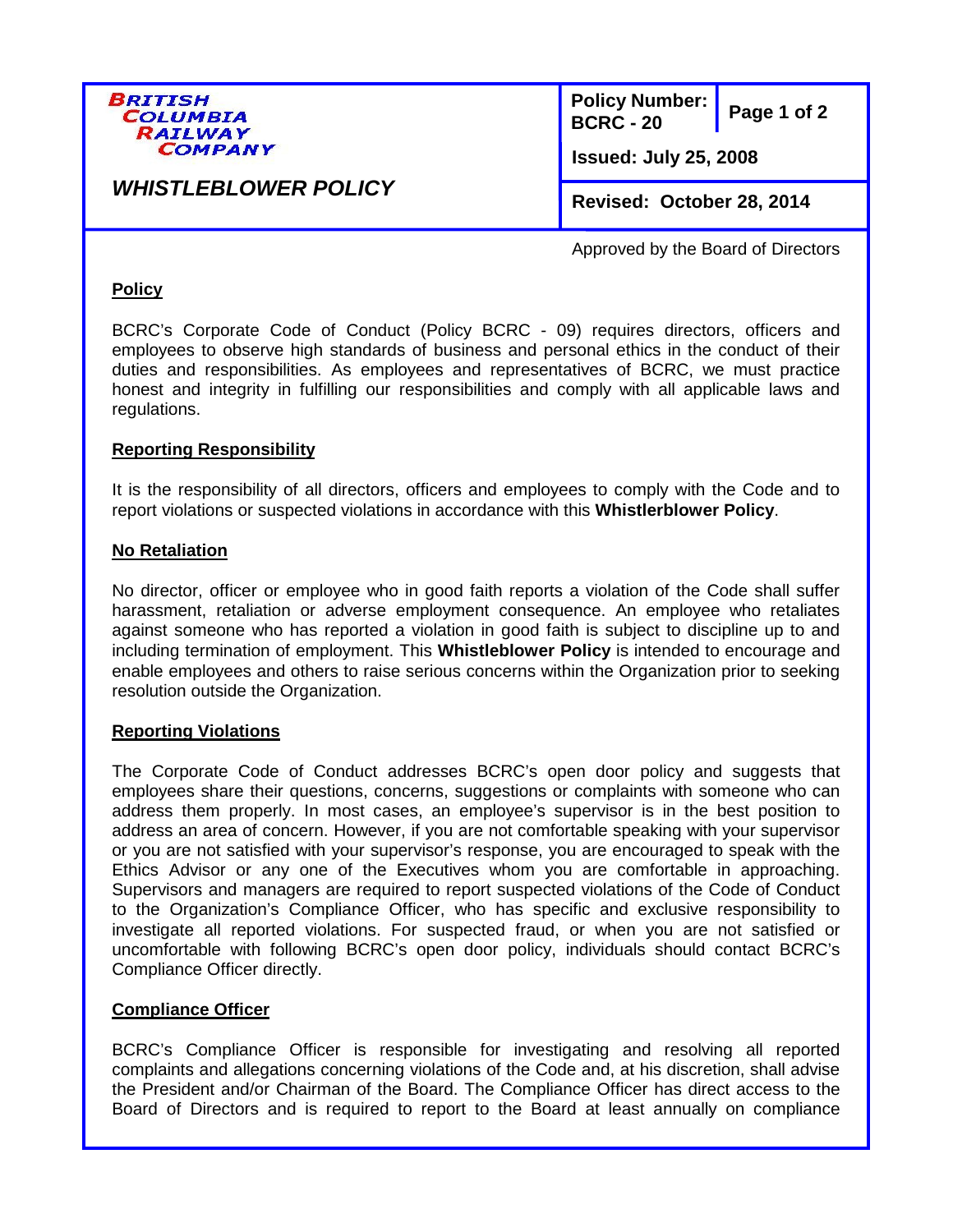**BRITISH COLUMBIA RAILWAY COMPANY**

| *WHISTLEBLOWER POLICY* | Policy Number: BCRC - 20 | Page 1 of 2 |
| --- | --- | --- |
| | Issued: July 25, 2008 | |
| | Revised: October 28, 2014 | |

Approved by the Board of Directors

## Policy

BCRC's Corporate Code of Conduct (Policy BCRC - 09) requires directors, officers and employees to observe high standards of business and personal ethics in the conduct of their duties and responsibilities. As employees and representatives of BCRC, we must practice honest and integrity in fulfilling our responsibilities and comply with all applicable laws and regulations.

## Reporting Responsibility

It is the responsibility of all directors, officers and employees to comply with the Code and to report violations or suspected violations in accordance with this **Whistlerblower Policy**.

## No Retaliation

No director, officer or employee who in good faith reports a violation of the Code shall suffer harassment, retaliation or adverse employment consequence. An employee who retaliates against someone who has reported a violation in good faith is subject to discipline up to and including termination of employment. This **Whistleblower Policy** is intended to encourage and enable employees and others to raise serious concerns within the Organization prior to seeking resolution outside the Organization.

## Reporting Violations

The Corporate Code of Conduct addresses BCRC's open door policy and suggests that employees share their questions, concerns, suggestions or complaints with someone who can address them properly. In most cases, an employee's supervisor is in the best position to address an area of concern. However, if you are not comfortable speaking with your supervisor or you are not satisfied with your supervisor's response, you are encouraged to speak with the Ethics Advisor or any one of the Executives whom you are comfortable in approaching. Supervisors and managers are required to report suspected violations of the Code of Conduct to the Organization's Compliance Officer, who has specific and exclusive responsibility to investigate all reported violations. For suspected fraud, or when you are not satisfied or uncomfortable with following BCRC's open door policy, individuals should contact BCRC's Compliance Officer directly.

## Compliance Officer

BCRC's Compliance Officer is responsible for investigating and resolving all reported complaints and allegations concerning violations of the Code and, at his discretion, shall advise the President and/or Chairman of the Board. The Compliance Officer has direct access to the Board of Directors and is required to report to the Board at least annually on compliance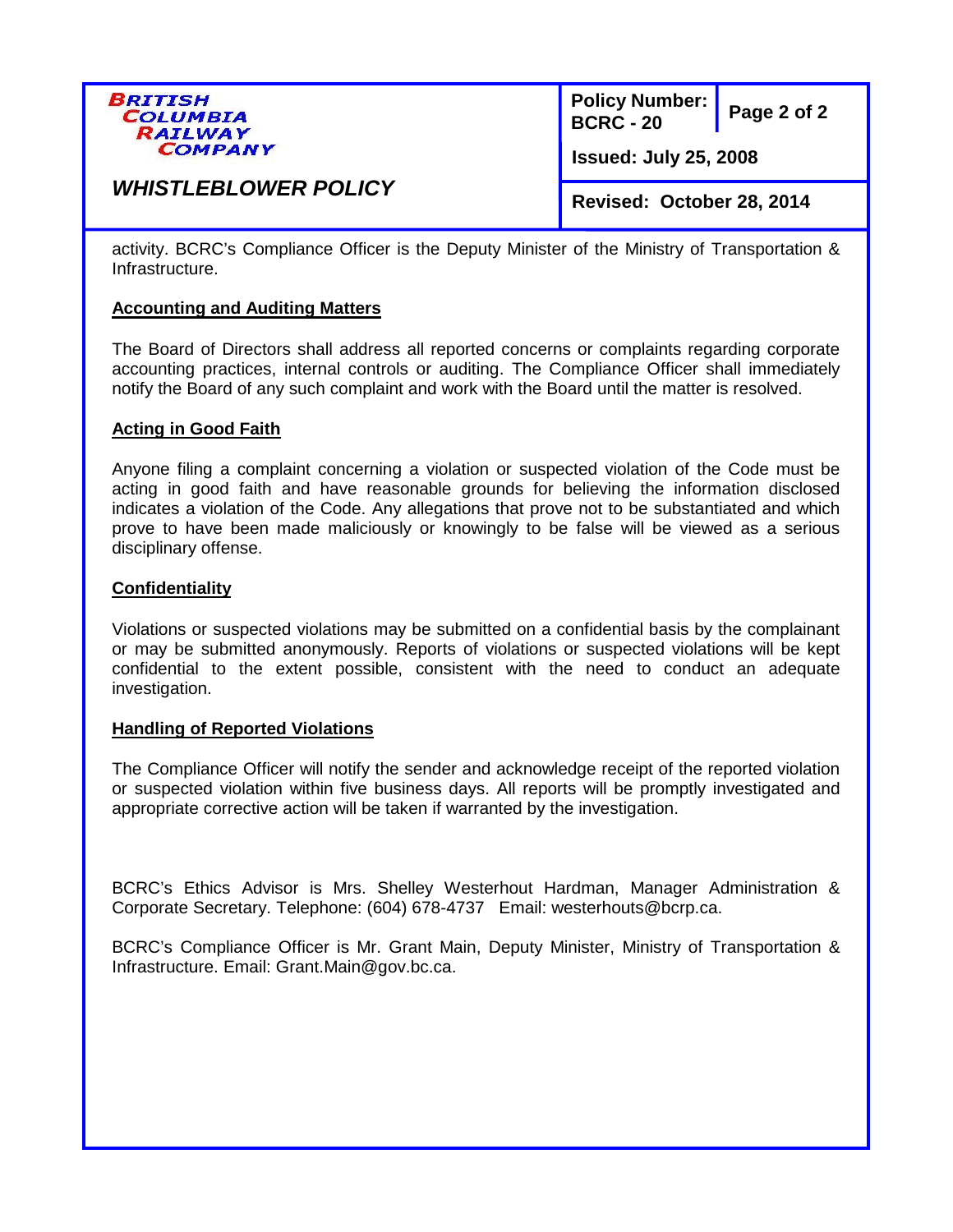activity. BCRC's Compliance Officer is the Deputy Minister of the Ministry of Transportation & Infrastructure.

**Accounting and Auditing Matters**

The Board of Directors shall address all reported concerns or complaints regarding corporate accounting practices, internal controls or auditing. The Compliance Officer shall immediately notify the Board of any such complaint and work with the Board until the matter is resolved.

**Acting in Good Faith**

Anyone filing a complaint concerning a violation or suspected violation of the Code must be acting in good faith and have reasonable grounds for believing the information disclosed indicates a violation of the Code. Any allegations that prove not to be substantiated and which prove to have been made maliciously or knowingly to be false will be viewed as a serious disciplinary offense.

**Confidentiality**

Violations or suspected violations may be submitted on a confidential basis by the complainant or may be submitted anonymously. Reports of violations or suspected violations will be kept confidential to the extent possible, consistent with the need to conduct an adequate investigation.

**Handling of Reported Violations**

The Compliance Officer will notify the sender and acknowledge receipt of the reported violation or suspected violation within five business days. All reports will be promptly investigated and appropriate corrective action will be taken if warranted by the investigation.

BCRC's Ethics Advisor is Mrs. Shelley Westerhout Hardman, Manager Administration & Corporate Secretary. Telephone: (604) 678-4737 Email: westerhouts@bcrp.ca.

BCRC's Compliance Officer is Mr. Grant Main, Deputy Minister, Ministry of Transportation & Infrastructure. Email: Grant.Main@gov.bc.ca.